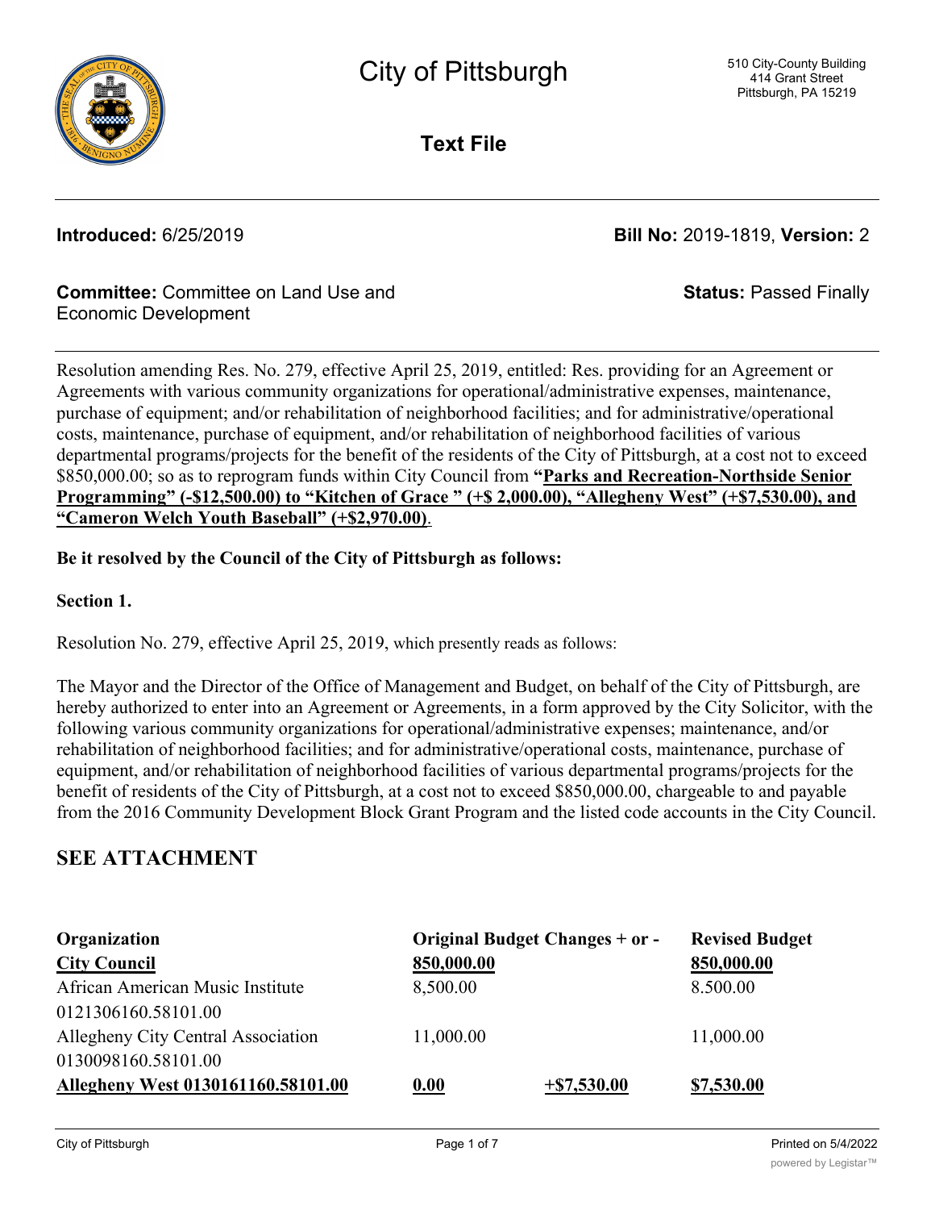City of Pittsburgh

510 City-County Building
414 Grant Street
Pittsburgh, PA 15219

**Text File**

**Introduced:** 6/25/2019

**Bill No:** 2019-1819, **Version:** 2

**Committee:** Committee on Land Use and Economic Development

**Status:** Passed Finally

Resolution amending Res. No. 279, effective April 25, 2019, entitled: Res. providing for an Agreement or Agreements with various community organizations for operational/administrative expenses, maintenance, purchase of equipment; and/or rehabilitation of neighborhood facilities; and for administrative/operational costs, maintenance, purchase of equipment, and/or rehabilitation of neighborhood facilities of various departmental programs/projects for the benefit of the residents of the City of Pittsburgh, at a cost not to exceed \$850,000.00; so as to reprogram funds within City Council from **"Parks and Recreation-Northside Senior Programming" (-\$12,500.00) to "Kitchen of Grace " (+\$ 2,000.00), "Allegheny West" (+\$7,530.00), and "Cameron Welch Youth Baseball" (+\$2,970.00)**.

**Be it resolved by the Council of the City of Pittsburgh as follows:**

**Section 1.**

Resolution No. 279, effective April 25, 2019, which presently reads as follows:

The Mayor and the Director of the Office of Management and Budget, on behalf of the City of Pittsburgh, are hereby authorized to enter into an Agreement or Agreements, in a form approved by the City Solicitor, with the following various community organizations for operational/administrative expenses; maintenance, and/or rehabilitation of neighborhood facilities; and for administrative/operational costs, maintenance, purchase of equipment, and/or rehabilitation of neighborhood facilities of various departmental programs/projects for the benefit of residents of the City of Pittsburgh, at a cost not to exceed \$850,000.00, chargeable to and payable from the 2016 Community Development Block Grant Program and the listed code accounts in the City Council.

## SEE ATTACHMENT

| Organization | Original Budget | Changes + or - | Revised Budget |
|---|---|---|---|
| **City Council** | **850,000.00** | | **850,000.00** |
| African American Music Institute 0121306160.58101.00 | 8,500.00 | | 8.500.00 |
| Allegheny City Central Association 0130098160.58101.00 | 11,000.00 | | 11,000.00 |
| **Allegheny West 0130161160.58101.00** | **0.00** | **+\$7,530.00** | **\$7,530.00** |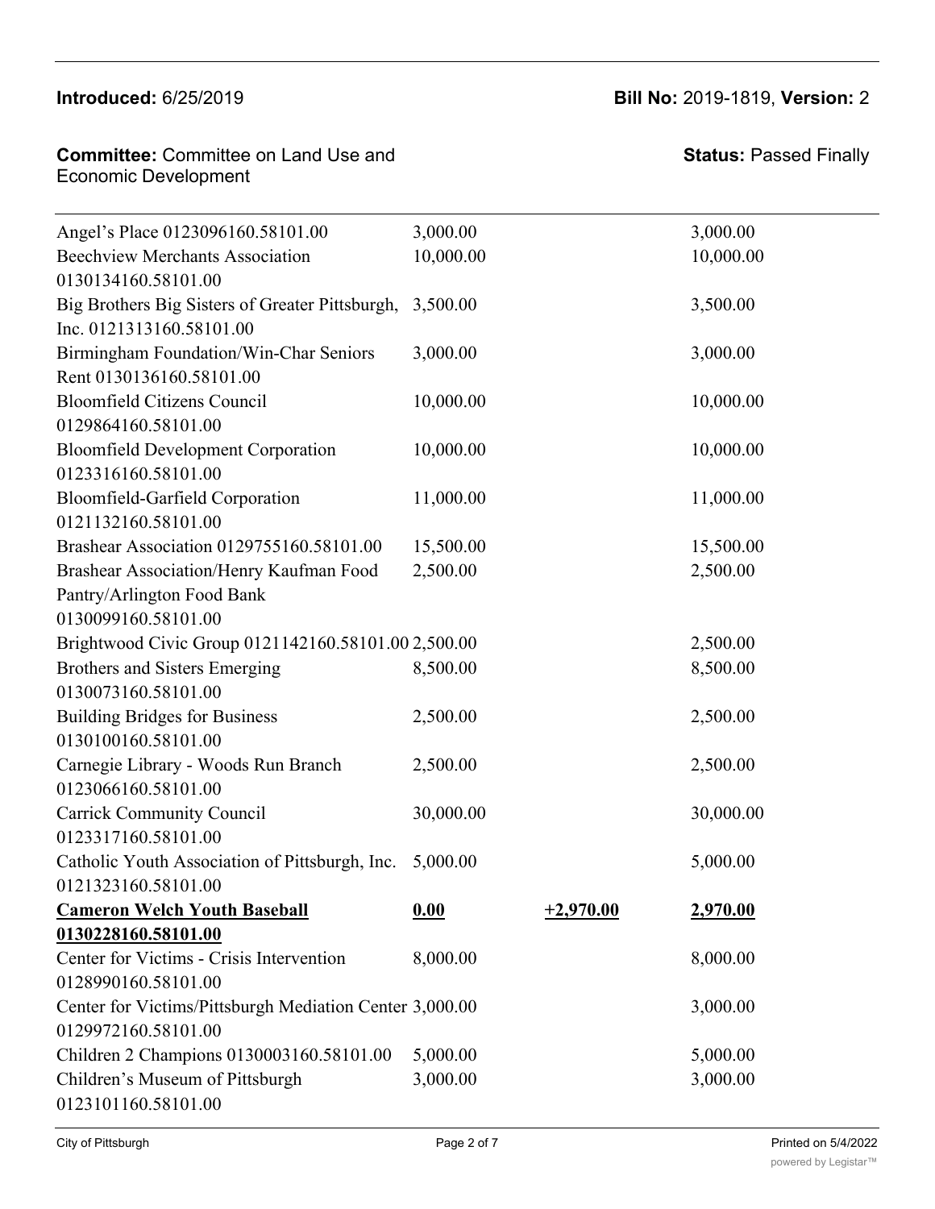**Introduced:** 6/25/2019

**Bill No:** 2019-1819, **Version:** 2

**Committee:** Committee on Land Use and Economic Development

**Status:** Passed Finally

| | | | |
|---|---|---|---|
| Angel's Place 0123096160.58101.00 | 3,000.00 | | 3,000.00 |
| Beechview Merchants Association 0130134160.58101.00 | 10,000.00 | | 10,000.00 |
| Big Brothers Big Sisters of Greater Pittsburgh, Inc. 0121313160.58101.00 | 3,500.00 | | 3,500.00 |
| Birmingham Foundation/Win-Char Seniors Rent 0130136160.58101.00 | 3,000.00 | | 3,000.00 |
| Bloomfield Citizens Council 0129864160.58101.00 | 10,000.00 | | 10,000.00 |
| Bloomfield Development Corporation 0123316160.58101.00 | 10,000.00 | | 10,000.00 |
| Bloomfield-Garfield Corporation 0121132160.58101.00 | 11,000.00 | | 11,000.00 |
| Brashear Association 0129755160.58101.00 | 15,500.00 | | 15,500.00 |
| Brashear Association/Henry Kaufman Food Pantry/Arlington Food Bank 0130099160.58101.00 | 2,500.00 | | 2,500.00 |
| Brightwood Civic Group 0121142160.58101.00 | 2,500.00 | | 2,500.00 |
| Brothers and Sisters Emerging 0130073160.58101.00 | 8,500.00 | | 8,500.00 |
| Building Bridges for Business 0130100160.58101.00 | 2,500.00 | | 2,500.00 |
| Carnegie Library - Woods Run Branch 0123066160.58101.00 | 2,500.00 | | 2,500.00 |
| Carrick Community Council 0123317160.58101.00 | 30,000.00 | | 30,000.00 |
| Catholic Youth Association of Pittsburgh, Inc. 0121323160.58101.00 | 5,000.00 | | 5,000.00 |
| **Cameron Welch Youth Baseball 0130228160.58101.00** | **0.00** | **+2,970.00** | **2,970.00** |
| Center for Victims - Crisis Intervention 0128990160.58101.00 | 8,000.00 | | 8,000.00 |
| Center for Victims/Pittsburgh Mediation Center 0129972160.58101.00 | 3,000.00 | | 3,000.00 |
| Children 2 Champions 0130003160.58101.00 | 5,000.00 | | 5,000.00 |
| Children's Museum of Pittsburgh 0123101160.58101.00 | 3,000.00 | | 3,000.00 |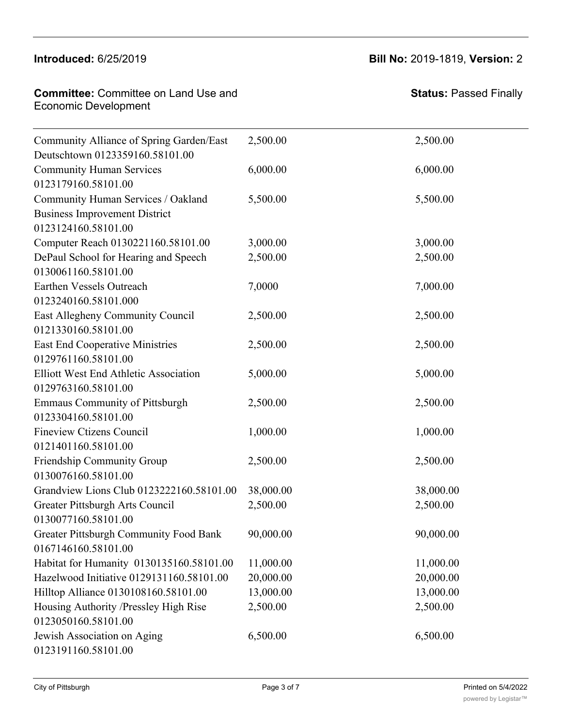| | | |
|---|---|---|
| Community Alliance of Spring Garden/East Deutschtown 0123359160.58101.00 | 2,500.00 | 2,500.00 |
| Community Human Services 0123179160.58101.00 | 6,000.00 | 6,000.00 |
| Community Human Services / Oakland Business Improvement District 0123124160.58101.00 | 5,500.00 | 5,500.00 |
| Computer Reach 0130221160.58101.00 | 3,000.00 | 3,000.00 |
| DePaul School for Hearing and Speech 0130061160.58101.00 | 2,500.00 | 2,500.00 |
| Earthen Vessels Outreach 0123240160.58101.000 | 7,0000 | 7,000.00 |
| East Allegheny Community Council 0121330160.58101.00 | 2,500.00 | 2,500.00 |
| East End Cooperative Ministries 0129761160.58101.00 | 2,500.00 | 2,500.00 |
| Elliott West End Athletic Association 0129763160.58101.00 | 5,000.00 | 5,000.00 |
| Emmaus Community of Pittsburgh 0123304160.58101.00 | 2,500.00 | 2,500.00 |
| Fineview Ctizens Council 0121401160.58101.00 | 1,000.00 | 1,000.00 |
| Friendship Community Group 0130076160.58101.00 | 2,500.00 | 2,500.00 |
| Grandview Lions Club 0123222160.58101.00 | 38,000.00 | 38,000.00 |
| Greater Pittsburgh Arts Council 0130077160.58101.00 | 2,500.00 | 2,500.00 |
| Greater Pittsburgh Community Food Bank 0167146160.58101.00 | 90,000.00 | 90,000.00 |
| Habitat for Humanity 0130135160.58101.00 | 11,000.00 | 11,000.00 |
| Hazelwood Initiative 0129131160.58101.00 | 20,000.00 | 20,000.00 |
| Hilltop Alliance 0130108160.58101.00 | 13,000.00 | 13,000.00 |
| Housing Authority /Pressley High Rise 0123050160.58101.00 | 2,500.00 | 2,500.00 |
| Jewish Association on Aging 0123191160.58101.00 | 6,500.00 | 6,500.00 |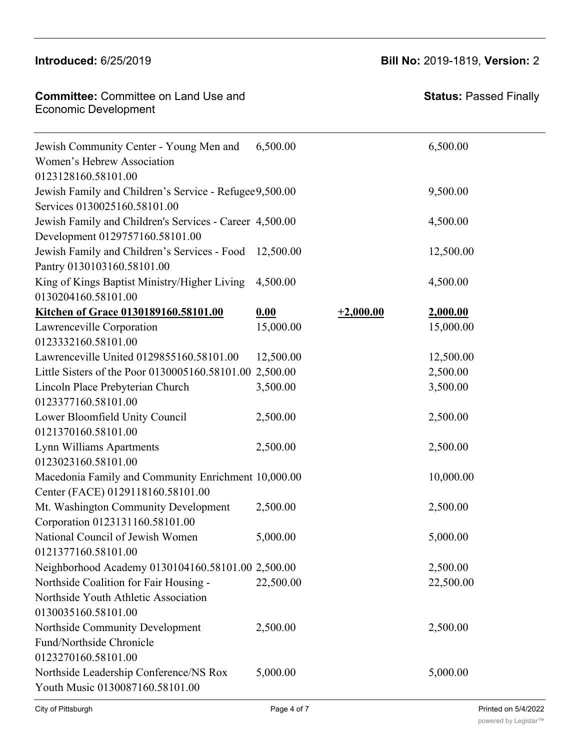**Introduced:** 6/25/2019 **Bill No:** 2019-1819, **Version:** 2

**Committee:** Committee on Land Use and Economic Development **Status:** Passed Finally

| | | | |
|---|---|---|---|
| Jewish Community Center - Young Men and Women's Hebrew Association 0123128160.58101.00 | 6,500.00 | | 6,500.00 |
| Jewish Family and Children's Service - Refugee Services 0130025160.58101.00 | 9,500.00 | | 9,500.00 |
| Jewish Family and Children's Services - Career Development 0129757160.58101.00 | 4,500.00 | | 4,500.00 |
| Jewish Family and Children's Services - Food Pantry 0130103160.58101.00 | 12,500.00 | | 12,500.00 |
| King of Kings Baptist Ministry/Higher Living 0130204160.58101.00 | 4,500.00 | | 4,500.00 |
| **Kitchen of Grace 0130189160.58101.00** | **0.00** | **+2,000.00** | **2,000.00** |
| Lawrenceville Corporation 0123332160.58101.00 | 15,000.00 | | 15,000.00 |
| Lawrenceville United 0129855160.58101.00 | 12,500.00 | | 12,500.00 |
| Little Sisters of the Poor 0130005160.58101.00 | 2,500.00 | | 2,500.00 |
| Lincoln Place Prebyterian Church 0123377160.58101.00 | 3,500.00 | | 3,500.00 |
| Lower Bloomfield Unity Council 0121370160.58101.00 | 2,500.00 | | 2,500.00 |
| Lynn Williams Apartments 0123023160.58101.00 | 2,500.00 | | 2,500.00 |
| Macedonia Family and Community Enrichment Center (FACE) 0129118160.58101.00 | 10,000.00 | | 10,000.00 |
| Mt. Washington Community Development Corporation 0123131160.58101.00 | 2,500.00 | | 2,500.00 |
| National Council of Jewish Women 0121377160.58101.00 | 5,000.00 | | 5,000.00 |
| Neighborhood Academy 0130104160.58101.00 | 2,500.00 | | 2,500.00 |
| Northside Coalition for Fair Housing - Northside Youth Athletic Association 0130035160.58101.00 | 22,500.00 | | 22,500.00 |
| Northside Community Development Fund/Northside Chronicle 0123270160.58101.00 | 2,500.00 | | 2,500.00 |
| Northside Leadership Conference/NS Rox Youth Music 0130087160.58101.00 | 5,000.00 | | 5,000.00 |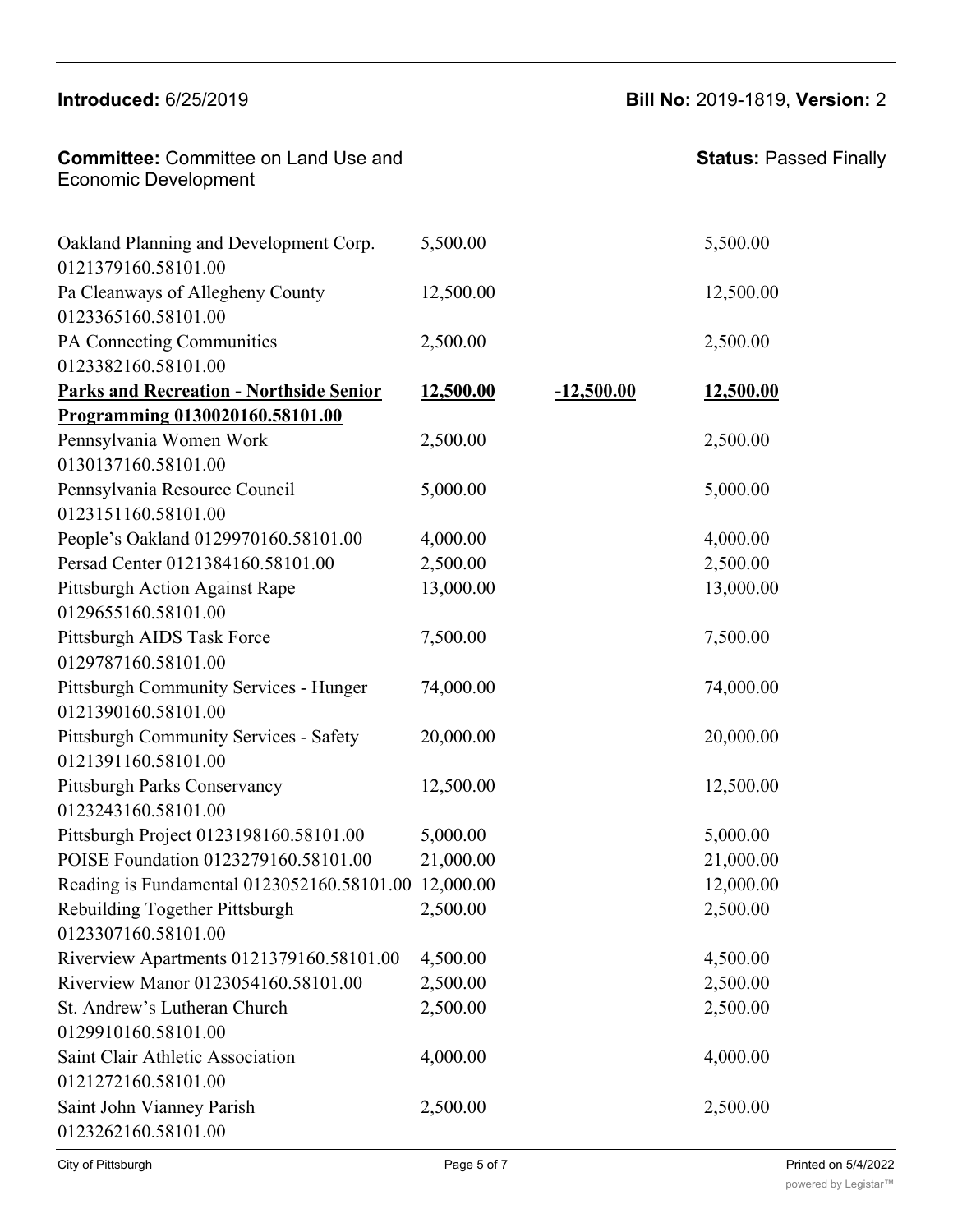| | | | |
|---|---|---|---|
| Oakland Planning and Development Corp. 0121379160.58101.00 | 5,500.00 | | 5,500.00 |
| Pa Cleanways of Allegheny County 0123365160.58101.00 | 12,500.00 | | 12,500.00 |
| PA Connecting Communities 0123382160.58101.00 | 2,500.00 | | 2,500.00 |
| **Parks and Recreation - Northside Senior Programming 0130020160.58101.00** | **12,500.00** | **-12,500.00** | **12,500.00** |
| Pennsylvania Women Work 0130137160.58101.00 | 2,500.00 | | 2,500.00 |
| Pennsylvania Resource Council 0123151160.58101.00 | 5,000.00 | | 5,000.00 |
| People's Oakland 0129970160.58101.00 | 4,000.00 | | 4,000.00 |
| Persad Center 0121384160.58101.00 | 2,500.00 | | 2,500.00 |
| Pittsburgh Action Against Rape 0129655160.58101.00 | 13,000.00 | | 13,000.00 |
| Pittsburgh AIDS Task Force 0129787160.58101.00 | 7,500.00 | | 7,500.00 |
| Pittsburgh Community Services - Hunger 0121390160.58101.00 | 74,000.00 | | 74,000.00 |
| Pittsburgh Community Services - Safety 0121391160.58101.00 | 20,000.00 | | 20,000.00 |
| Pittsburgh Parks Conservancy 0123243160.58101.00 | 12,500.00 | | 12,500.00 |
| Pittsburgh Project 0123198160.58101.00 | 5,000.00 | | 5,000.00 |
| POISE Foundation 0123279160.58101.00 | 21,000.00 | | 21,000.00 |
| Reading is Fundamental 0123052160.58101.00 | 12,000.00 | | 12,000.00 |
| Rebuilding Together Pittsburgh 0123307160.58101.00 | 2,500.00 | | 2,500.00 |
| Riverview Apartments 0121379160.58101.00 | 4,500.00 | | 4,500.00 |
| Riverview Manor 0123054160.58101.00 | 2,500.00 | | 2,500.00 |
| St. Andrew's Lutheran Church 0129910160.58101.00 | 2,500.00 | | 2,500.00 |
| Saint Clair Athletic Association 0121272160.58101.00 | 4,000.00 | | 4,000.00 |
| Saint John Vianney Parish 0123262160.58101.00 | 2,500.00 | | 2,500.00 |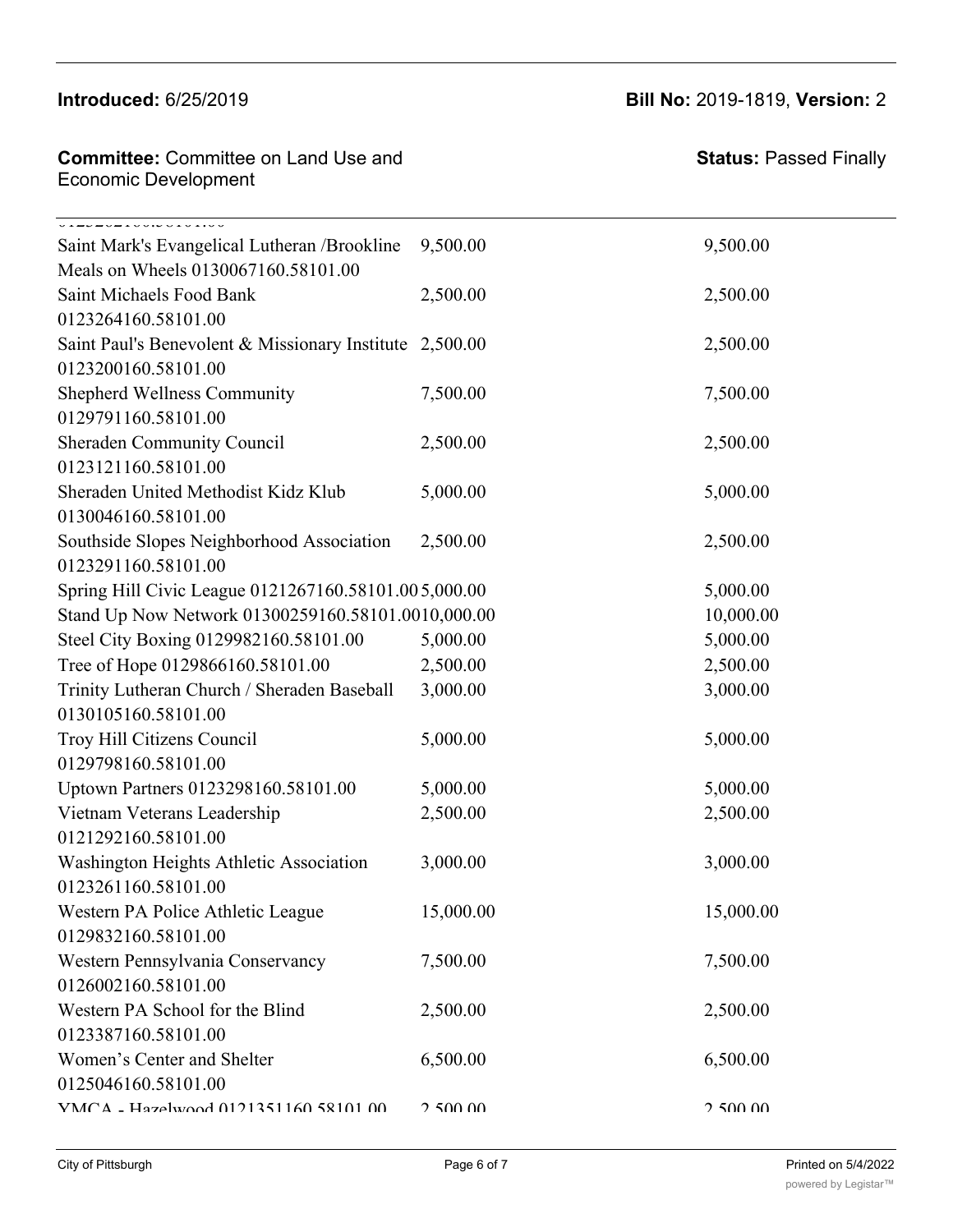| | | |
|---|---|---|
| Saint Mark's Evangelical Lutheran /Brookline Meals on Wheels 0130067160.58101.00 | 9,500.00 | 9,500.00 |
| Saint Michaels Food Bank 0123264160.58101.00 | 2,500.00 | 2,500.00 |
| Saint Paul's Benevolent & Missionary Institute 0123200160.58101.00 | 2,500.00 | 2,500.00 |
| Shepherd Wellness Community 0129791160.58101.00 | 7,500.00 | 7,500.00 |
| Sheraden Community Council 0123121160.58101.00 | 2,500.00 | 2,500.00 |
| Sheraden United Methodist Kidz Klub 0130046160.58101.00 | 5,000.00 | 5,000.00 |
| Southside Slopes Neighborhood Association 0123291160.58101.00 | 2,500.00 | 2,500.00 |
| Spring Hill Civic League 0121267160.58101.00 | 5,000.00 | 5,000.00 |
| Stand Up Now Network 01300259160.58101.00 | 10,000.00 | 10,000.00 |
| Steel City Boxing 0129982160.58101.00 | 5,000.00 | 5,000.00 |
| Tree of Hope 0129866160.58101.00 | 2,500.00 | 2,500.00 |
| Trinity Lutheran Church / Sheraden Baseball 0130105160.58101.00 | 3,000.00 | 3,000.00 |
| Troy Hill Citizens Council 0129798160.58101.00 | 5,000.00 | 5,000.00 |
| Uptown Partners 0123298160.58101.00 | 5,000.00 | 5,000.00 |
| Vietnam Veterans Leadership 0121292160.58101.00 | 2,500.00 | 2,500.00 |
| Washington Heights Athletic Association 0123261160.58101.00 | 3,000.00 | 3,000.00 |
| Western PA Police Athletic League 0129832160.58101.00 | 15,000.00 | 15,000.00 |
| Western Pennsylvania Conservancy 0126002160.58101.00 | 7,500.00 | 7,500.00 |
| Western PA School for the Blind 0123387160.58101.00 | 2,500.00 | 2,500.00 |
| Women's Center and Shelter 0125046160.58101.00 | 6,500.00 | 6,500.00 |
| YMCA - Hazelwood 0121351160.58101.00 | 2,500.00 | 2,500.00 |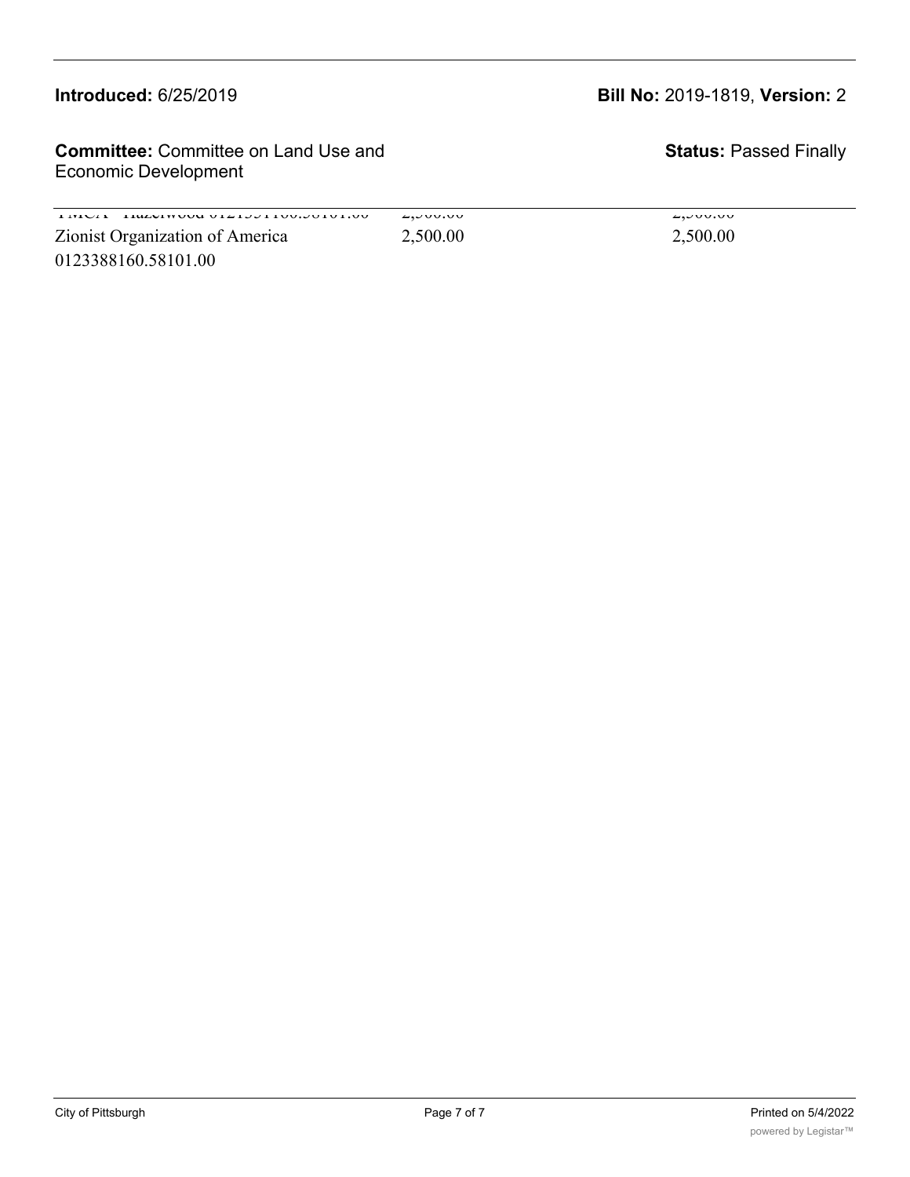| | | |
|---|---|---|
| YMCA - Hazelwood 0121551100.58101.00 | 2,500.00 | 2,500.00 |
| Zionist Organization of America 0123388160.58101.00 | 2,500.00 | 2,500.00 |